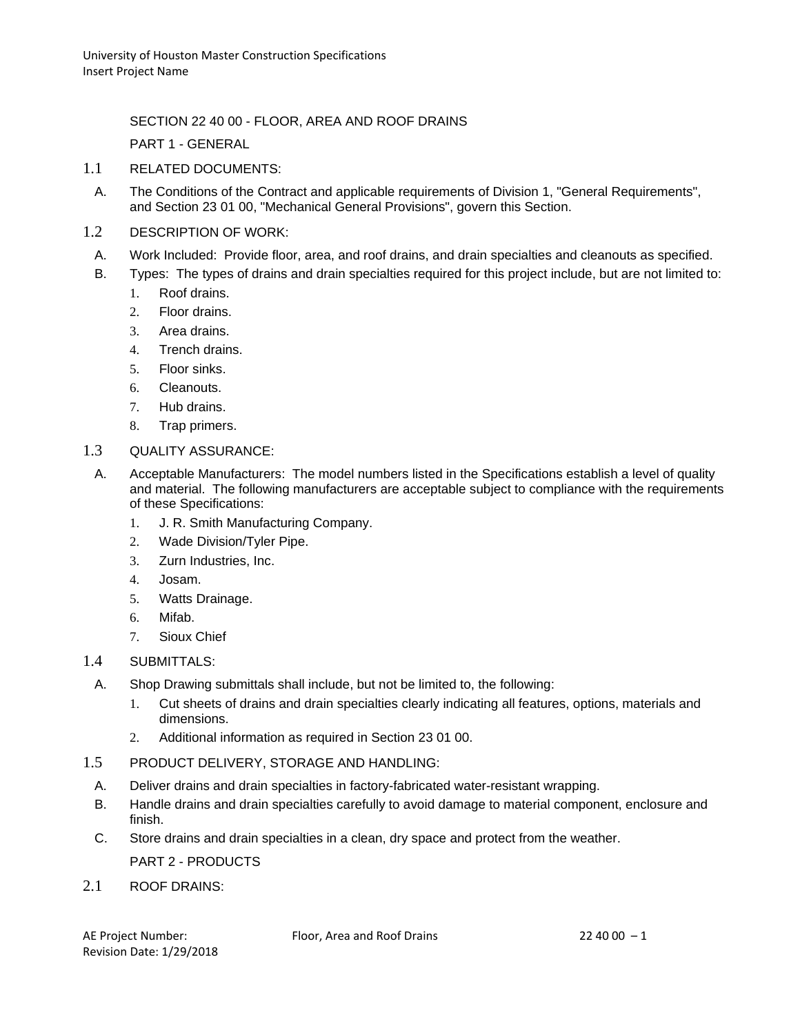# SECTION 22 40 00 - FLOOR, AREA AND ROOF DRAINS

## PART 1 - GENERAL

### 1.1 RELATED DOCUMENTS:

A. The Conditions of the Contract and applicable requirements of Division 1, "General Requirements", and Section 23 01 00, "Mechanical General Provisions", govern this Section.

### 1.2 DESCRIPTION OF WORK:

A. Work Included: Provide floor, area, and roof drains, and drain specialties and cleanouts as specified.

B. Types: The types of drains and drain specialties required for this project include, but are not limited to:

1. Roof drains.
2. Floor drains.
3. Area drains.
4. Trench drains.
5. Floor sinks.
6. Cleanouts.
7. Hub drains.
8. Trap primers.

### 1.3 QUALITY ASSURANCE:

A. Acceptable Manufacturers: The model numbers listed in the Specifications establish a level of quality and material. The following manufacturers are acceptable subject to compliance with the requirements of these Specifications:

1. J. R. Smith Manufacturing Company.
2. Wade Division/Tyler Pipe.
3. Zurn Industries, Inc.
4. Josam.
5. Watts Drainage.
6. Mifab.
7. Sioux Chief

### 1.4 SUBMITTALS:

A. Shop Drawing submittals shall include, but not be limited to, the following:

1. Cut sheets of drains and drain specialties clearly indicating all features, options, materials and dimensions.
2. Additional information as required in Section 23 01 00.

### 1.5 PRODUCT DELIVERY, STORAGE AND HANDLING:

A. Deliver drains and drain specialties in factory-fabricated water-resistant wrapping.

B. Handle drains and drain specialties carefully to avoid damage to material component, enclosure and finish.

C. Store drains and drain specialties in a clean, dry space and protect from the weather.

## PART 2 - PRODUCTS

### 2.1 ROOF DRAINS: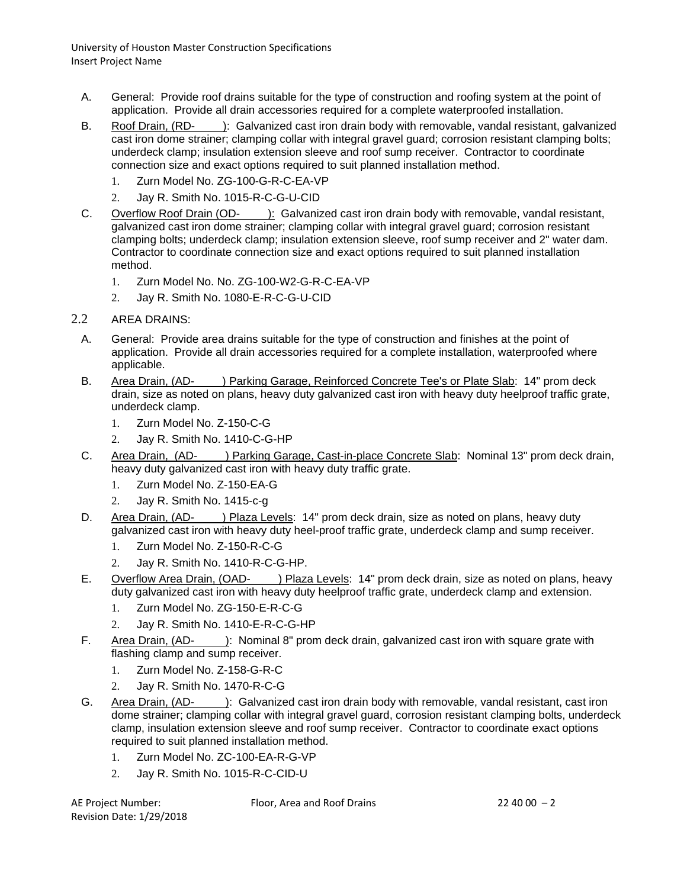A. General: Provide roof drains suitable for the type of construction and roofing system at the point of application. Provide all drain accessories required for a complete waterproofed installation.

B. Roof Drain, (RD-\_\_\_\_\_): Galvanized cast iron drain body with removable, vandal resistant, galvanized cast iron dome strainer; clamping collar with integral gravel guard; corrosion resistant clamping bolts; underdeck clamp; insulation extension sleeve and roof sump receiver. Contractor to coordinate connection size and exact options required to suit planned installation method.

1. Zurn Model No. ZG-100-G-R-C-EA-VP
2. Jay R. Smith No. 1015-R-C-G-U-CID

C. Overflow Roof Drain (OD-\_\_\_\_\_): Galvanized cast iron drain body with removable, vandal resistant, galvanized cast iron dome strainer; clamping collar with integral gravel guard; corrosion resistant clamping bolts; underdeck clamp; insulation extension sleeve, roof sump receiver and 2" water dam. Contractor to coordinate connection size and exact options required to suit planned installation method.

1. Zurn Model No. No. ZG-100-W2-G-R-C-EA-VP
2. Jay R. Smith No. 1080-E-R-C-G-U-CID

## 2.2 AREA DRAINS:

A. General: Provide area drains suitable for the type of construction and finishes at the point of application. Provide all drain accessories required for a complete installation, waterproofed where applicable.

B. Area Drain, (AD-\_\_\_\_\_) Parking Garage, Reinforced Concrete Tee's or Plate Slab: 14" prom deck drain, size as noted on plans, heavy duty galvanized cast iron with heavy duty heelproof traffic grate, underdeck clamp.

1. Zurn Model No. Z-150-C-G
2. Jay R. Smith No. 1410-C-G-HP

C. Area Drain, (AD-\_\_\_\_\_) Parking Garage, Cast-in-place Concrete Slab: Nominal 13" prom deck drain, heavy duty galvanized cast iron with heavy duty traffic grate.

1. Zurn Model No. Z-150-EA-G
2. Jay R. Smith No. 1415-c-g

D. Area Drain, (AD-\_\_\_\_\_) Plaza Levels: 14" prom deck drain, size as noted on plans, heavy duty galvanized cast iron with heavy duty heel-proof traffic grate, underdeck clamp and sump receiver.

1. Zurn Model No. Z-150-R-C-G
2. Jay R. Smith No. 1410-R-C-G-HP.

E. Overflow Area Drain, (OAD-\_\_\_\_\_) Plaza Levels: 14" prom deck drain, size as noted on plans, heavy duty galvanized cast iron with heavy duty heelproof traffic grate, underdeck clamp and extension.

1. Zurn Model No. ZG-150-E-R-C-G
2. Jay R. Smith No. 1410-E-R-C-G-HP

F. Area Drain, (AD-\_\_\_\_\_): Nominal 8" prom deck drain, galvanized cast iron with square grate with flashing clamp and sump receiver.

1. Zurn Model No. Z-158-G-R-C
2. Jay R. Smith No. 1470-R-C-G

G. Area Drain, (AD-\_\_\_\_\_): Galvanized cast iron drain body with removable, vandal resistant, cast iron dome strainer; clamping collar with integral gravel guard, corrosion resistant clamping bolts, underdeck clamp, insulation extension sleeve and roof sump receiver. Contractor to coordinate exact options required to suit planned installation method.

1. Zurn Model No. ZC-100-EA-R-G-VP
2. Jay R. Smith No. 1015-R-C-CID-U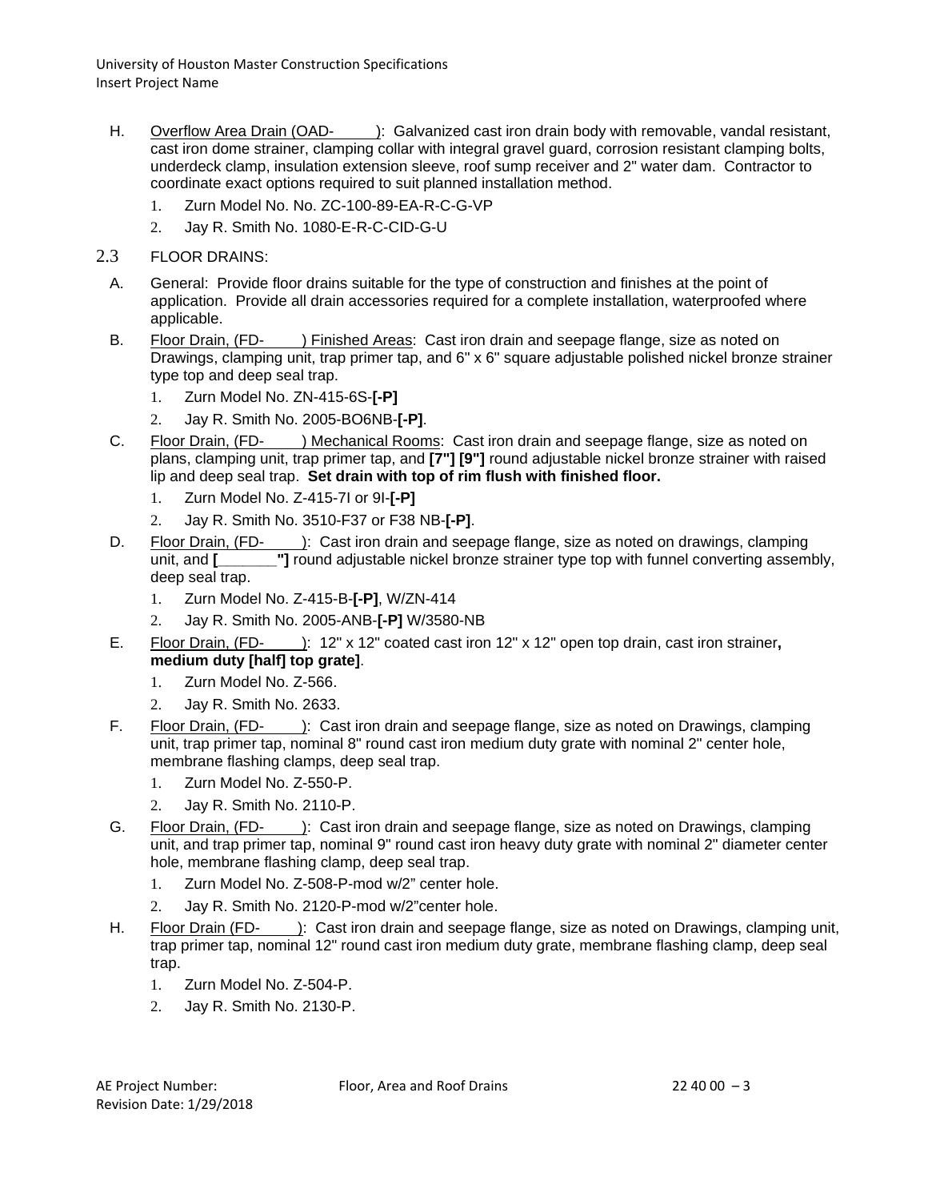H. Overflow Area Drain (OAD-\_\_\_\_\_): Galvanized cast iron drain body with removable, vandal resistant, cast iron dome strainer, clamping collar with integral gravel guard, corrosion resistant clamping bolts, underdeck clamp, insulation extension sleeve, roof sump receiver and 2" water dam. Contractor to coordinate exact options required to suit planned installation method.

1. Zurn Model No. No. ZC-100-89-EA-R-C-G-VP
2. Jay R. Smith No. 1080-E-R-C-CID-G-U

## 2.3 FLOOR DRAINS:

A. General: Provide floor drains suitable for the type of construction and finishes at the point of application. Provide all drain accessories required for a complete installation, waterproofed where applicable.

B. Floor Drain, (FD-\_\_\_\_\_) Finished Areas: Cast iron drain and seepage flange, size as noted on Drawings, clamping unit, trap primer tap, and 6" x 6" square adjustable polished nickel bronze strainer type top and deep seal trap.

1. Zurn Model No. ZN-415-6S-**[-P]**
2. Jay R. Smith No. 2005-BO6NB-**[-P]**.

C. Floor Drain, (FD-\_\_\_\_\_) Mechanical Rooms: Cast iron drain and seepage flange, size as noted on plans, clamping unit, trap primer tap, and **[7"] [9"]** round adjustable nickel bronze strainer with raised lip and deep seal trap. **Set drain with top of rim flush with finished floor.**

1. Zurn Model No. Z-415-7I or 9I-**[-P]**
2. Jay R. Smith No. 3510-F37 or F38 NB-**[-P]**.

D. Floor Drain, (FD-\_\_\_\_\_): Cast iron drain and seepage flange, size as noted on drawings, clamping unit, and **[\_\_\_\_\_\_\_"]** round adjustable nickel bronze strainer type top with funnel converting assembly, deep seal trap.

1. Zurn Model No. Z-415-B-**[-P]**, W/ZN-414
2. Jay R. Smith No. 2005-ANB-**[-P]** W/3580-NB

E. Floor Drain, (FD-\_\_\_\_\_): 12" x 12" coated cast iron 12" x 12" open top drain, cast iron strainer**, medium duty [half] top grate]**.

1. Zurn Model No. Z-566.
2. Jay R. Smith No. 2633.

F. Floor Drain, (FD-\_\_\_\_\_): Cast iron drain and seepage flange, size as noted on Drawings, clamping unit, trap primer tap, nominal 8" round cast iron medium duty grate with nominal 2" center hole, membrane flashing clamps, deep seal trap.

1. Zurn Model No. Z-550-P.
2. Jay R. Smith No. 2110-P.

G. Floor Drain, (FD-\_\_\_\_\_): Cast iron drain and seepage flange, size as noted on Drawings, clamping unit, and trap primer tap, nominal 9" round cast iron heavy duty grate with nominal 2" diameter center hole, membrane flashing clamp, deep seal trap.

1. Zurn Model No. Z-508-P-mod w/2" center hole.
2. Jay R. Smith No. 2120-P-mod w/2"center hole.

H. Floor Drain (FD-\_\_\_\_\_): Cast iron drain and seepage flange, size as noted on Drawings, clamping unit, trap primer tap, nominal 12" round cast iron medium duty grate, membrane flashing clamp, deep seal trap.

1. Zurn Model No. Z-504-P.
2. Jay R. Smith No. 2130-P.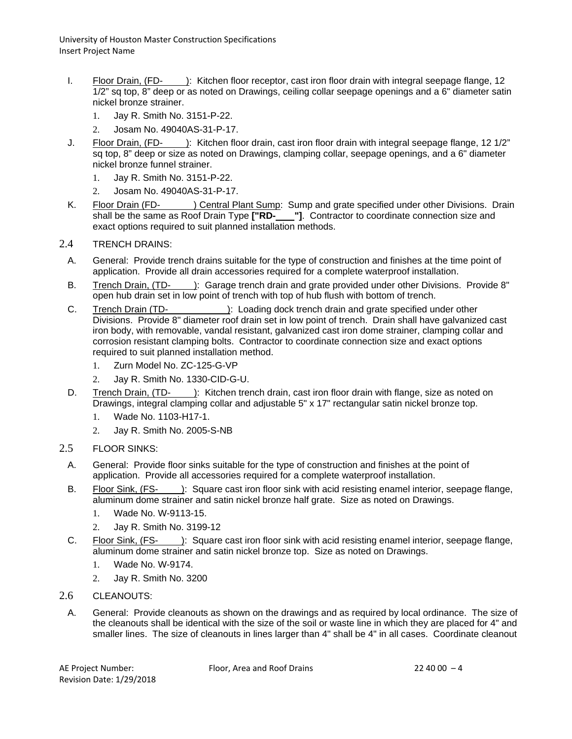I. Floor Drain, (FD-     ): Kitchen floor receptor, cast iron floor drain with integral seepage flange, 12 1/2" sq top, 8" deep or as noted on Drawings, ceiling collar seepage openings and a 6" diameter satin nickel bronze strainer.

   1. Jay R. Smith No. 3151-P-22.
   2. Josam No. 49040AS-31-P-17.

J. Floor Drain, (FD-     ): Kitchen floor drain, cast iron floor drain with integral seepage flange, 12 1/2" sq top, 8" deep or size as noted on Drawings, clamping collar, seepage openings, and a 6" diameter nickel bronze funnel strainer.

   1. Jay R. Smith No. 3151-P-22.
   2. Josam No. 49040AS-31-P-17.

K. Floor Drain (FD-       ) Central Plant Sump: Sump and grate specified under other Divisions. Drain shall be the same as Roof Drain Type **["RD-    "]**. Contractor to coordinate connection size and exact options required to suit planned installation methods.

## 2.4 TRENCH DRAINS:

A. General: Provide trench drains suitable for the type of construction and finishes at the time point of application. Provide all drain accessories required for a complete waterproof installation.

B. Trench Drain, (TD-     ): Garage trench drain and grate provided under other Divisions. Provide 8" open hub drain set in low point of trench with top of hub flush with bottom of trench.

C. Trench Drain (TD-          ): Loading dock trench drain and grate specified under other Divisions. Provide 8" diameter roof drain set in low point of trench. Drain shall have galvanized cast iron body, with removable, vandal resistant, galvanized cast iron dome strainer, clamping collar and corrosion resistant clamping bolts. Contractor to coordinate connection size and exact options required to suit planned installation method.

   1. Zurn Model No. ZC-125-G-VP
   2. Jay R. Smith No. 1330-CID-G-U.

D. Trench Drain, (TD-     ): Kitchen trench drain, cast iron floor drain with flange, size as noted on Drawings, integral clamping collar and adjustable 5" x 17" rectangular satin nickel bronze top.

   1. Wade No. 1103-H17-1.
   2. Jay R. Smith No. 2005-S-NB

## 2.5 FLOOR SINKS:

A. General: Provide floor sinks suitable for the type of construction and finishes at the point of application. Provide all accessories required for a complete waterproof installation.

B. Floor Sink, (FS-     ): Square cast iron floor sink with acid resisting enamel interior, seepage flange, aluminum dome strainer and satin nickel bronze half grate. Size as noted on Drawings.

   1. Wade No. W-9113-15.
   2. Jay R. Smith No. 3199-12

C. Floor Sink, (FS-     ): Square cast iron floor sink with acid resisting enamel interior, seepage flange, aluminum dome strainer and satin nickel bronze top. Size as noted on Drawings.

   1. Wade No. W-9174.
   2. Jay R. Smith No. 3200

## 2.6 CLEANOUTS:

A. General: Provide cleanouts as shown on the drawings and as required by local ordinance. The size of the cleanouts shall be identical with the size of the soil or waste line in which they are placed for 4" and smaller lines. The size of cleanouts in lines larger than 4" shall be 4" in all cases. Coordinate cleanout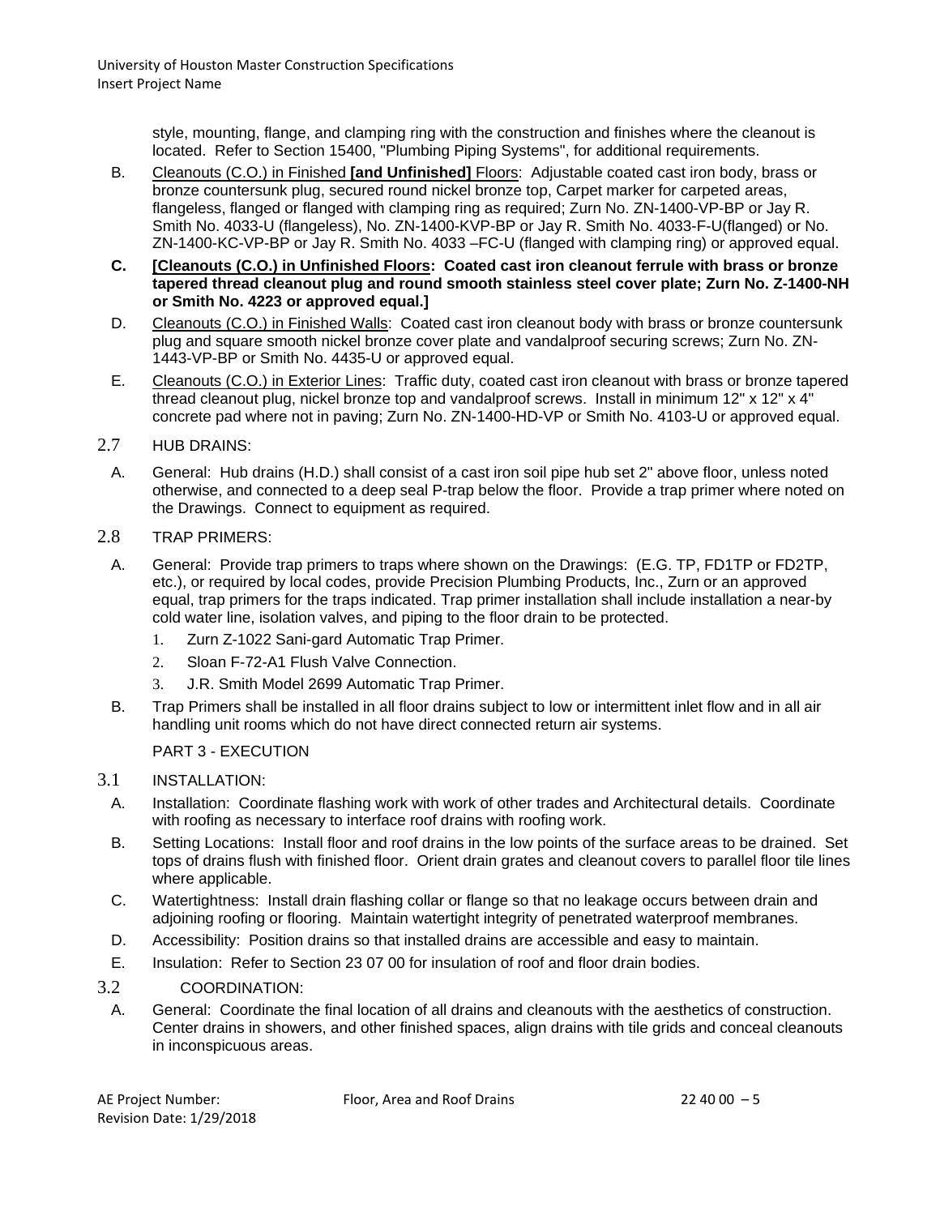style, mounting, flange, and clamping ring with the construction and finishes where the cleanout is located. Refer to Section 15400, "Plumbing Piping Systems", for additional requirements.

B. Cleanouts (C.O.) in Finished **[and Unfinished]** Floors: Adjustable coated cast iron body, brass or bronze countersunk plug, secured round nickel bronze top, Carpet marker for carpeted areas, flangeless, flanged or flanged with clamping ring as required; Zurn No. ZN-1400-VP-BP or Jay R. Smith No. 4033-U (flangeless), No. ZN-1400-KVP-BP or Jay R. Smith No. 4033-F-U(flanged) or No. ZN-1400-KC-VP-BP or Jay R. Smith No. 4033 –FC-U (flanged with clamping ring) or approved equal.

**C. [Cleanouts (C.O.) in Unfinished Floors: Coated cast iron cleanout ferrule with brass or bronze tapered thread cleanout plug and round smooth stainless steel cover plate; Zurn No. Z-1400-NH or Smith No. 4223 or approved equal.]**

D. Cleanouts (C.O.) in Finished Walls: Coated cast iron cleanout body with brass or bronze countersunk plug and square smooth nickel bronze cover plate and vandalproof securing screws; Zurn No. ZN-1443-VP-BP or Smith No. 4435-U or approved equal.

E. Cleanouts (C.O.) in Exterior Lines: Traffic duty, coated cast iron cleanout with brass or bronze tapered thread cleanout plug, nickel bronze top and vandalproof screws. Install in minimum 12" x 12" x 4" concrete pad where not in paving; Zurn No. ZN-1400-HD-VP or Smith No. 4103-U or approved equal.

2.7 HUB DRAINS:

A. General: Hub drains (H.D.) shall consist of a cast iron soil pipe hub set 2" above floor, unless noted otherwise, and connected to a deep seal P-trap below the floor. Provide a trap primer where noted on the Drawings. Connect to equipment as required.

2.8 TRAP PRIMERS:

A. General: Provide trap primers to traps where shown on the Drawings: (E.G. TP, FD1TP or FD2TP, etc.), or required by local codes, provide Precision Plumbing Products, Inc., Zurn or an approved equal, trap primers for the traps indicated. Trap primer installation shall include installation a near-by cold water line, isolation valves, and piping to the floor drain to be protected.

1. Zurn Z-1022 Sani-gard Automatic Trap Primer.
2. Sloan F-72-A1 Flush Valve Connection.
3. J.R. Smith Model 2699 Automatic Trap Primer.

B. Trap Primers shall be installed in all floor drains subject to low or intermittent inlet flow and in all air handling unit rooms which do not have direct connected return air systems.

PART 3 - EXECUTION

3.1 INSTALLATION:

A. Installation: Coordinate flashing work with work of other trades and Architectural details. Coordinate with roofing as necessary to interface roof drains with roofing work.

B. Setting Locations: Install floor and roof drains in the low points of the surface areas to be drained. Set tops of drains flush with finished floor. Orient drain grates and cleanout covers to parallel floor tile lines where applicable.

C. Watertightness: Install drain flashing collar or flange so that no leakage occurs between drain and adjoining roofing or flooring. Maintain watertight integrity of penetrated waterproof membranes.

D. Accessibility: Position drains so that installed drains are accessible and easy to maintain.

E. Insulation: Refer to Section 23 07 00 for insulation of roof and floor drain bodies.

3.2 COORDINATION:

A. General: Coordinate the final location of all drains and cleanouts with the aesthetics of construction. Center drains in showers, and other finished spaces, align drains with tile grids and conceal cleanouts in inconspicuous areas.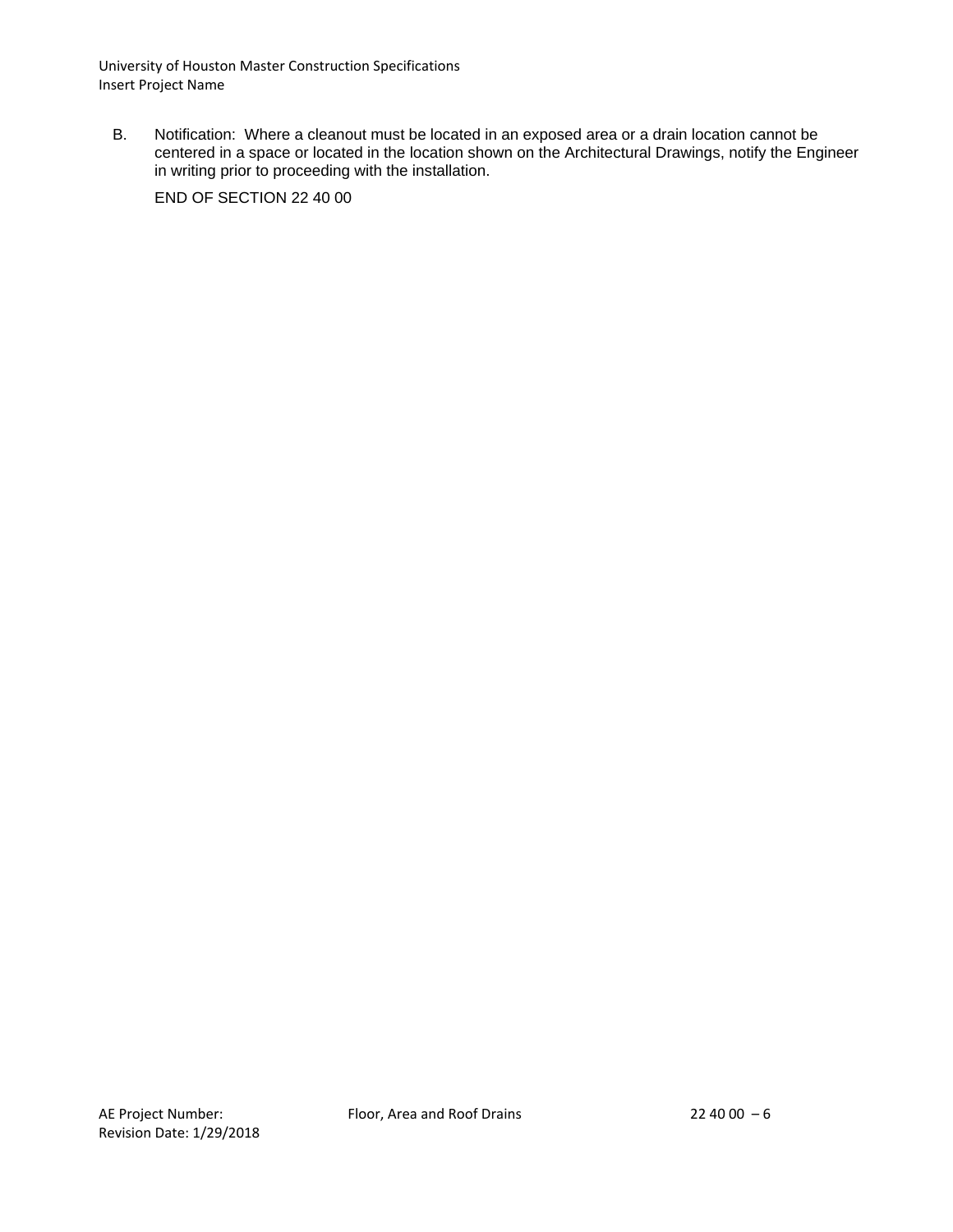B. Notification: Where a cleanout must be located in an exposed area or a drain location cannot be centered in a space or located in the location shown on the Architectural Drawings, notify the Engineer in writing prior to proceeding with the installation.

END OF SECTION 22 40 00